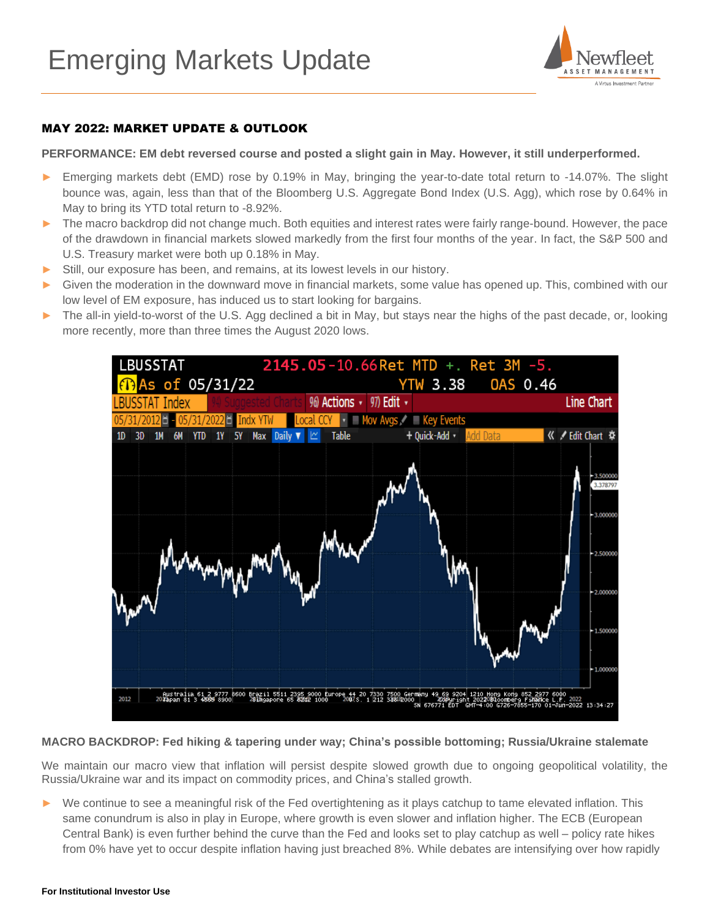# Emerging Markets Update

## MAY 2022: MARKET UPDATE & OUTLOOK

**PERFORMANCE: EM debt reversed course and posted a slight gain in May. However, it still underperformed.**

- Emerging markets debt (EMD) rose by 0.19% in May, bringing the year-to-date total return to -14.07%. The slight bounce was, again, less than that of the Bloomberg U.S. Aggregate Bond Index (U.S. Agg), which rose by 0.64% in May to bring its YTD total return to -8.92%.
- The macro backdrop did not change much. Both equities and interest rates were fairly range-bound. However, the pace of the drawdown in financial markets slowed markedly from the first four months of the year. In fact, the S&P 500 and U.S. Treasury market were both up 0.18% in May.
- Still, our exposure has been, and remains, at its lowest levels in our history.
- Given the moderation in the downward move in financial markets, some value has opened up. This, combined with our low level of EM exposure, has induced us to start looking for bargains.
- The all-in yield-to-worst of the U.S. Agg declined a bit in May, but stays near the highs of the past decade, or, looking more recently, more than three times the August 2020 lows.

**MACRO BACKDROP: Fed hiking & tapering under way; China's possible bottoming; Russia/Ukraine stalemate**

We maintain our macro view that inflation will persist despite slowed growth due to ongoing geopolitical volatility, the Russia/Ukraine war and its impact on commodity prices, and China's stalled growth.

- We continue to see a meaningful risk of the Fed overtightening as it plays catchup to tame elevated inflation. This same conundrum is also in play in Europe, where growth is even slower and inflation higher. The ECB (European Central Bank) is even further behind the curve than the Fed and looks set to play catchup as well – policy rate hikes from 0% have yet to occur despite inflation having just breached 8%. While debates are intensifying over how rapidly

**For Institutional Investor Use**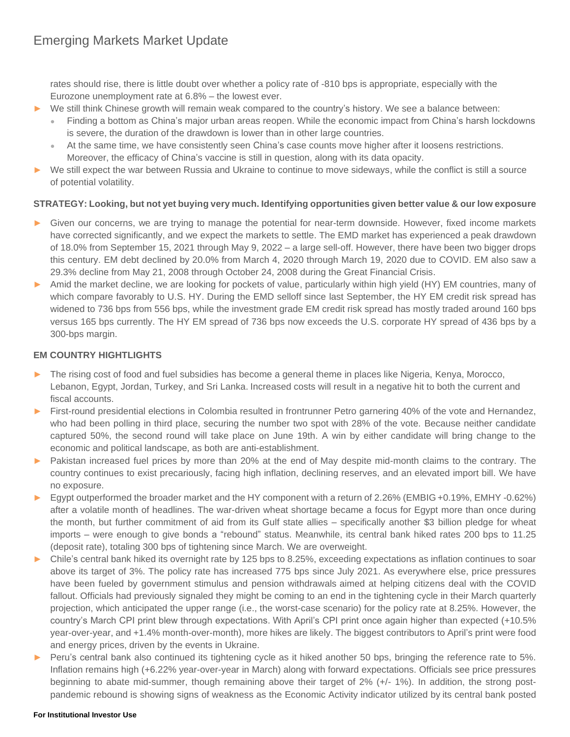rates should rise, there is little doubt over whether a policy rate of -810 bps is appropriate, especially with the Eurozone unemployment rate at 6.8% – the lowest ever.

- We still think Chinese growth will remain weak compared to the country's history. We see a balance between:
  - Finding a bottom as China's major urban areas reopen. While the economic impact from China's harsh lockdowns is severe, the duration of the drawdown is lower than in other large countries.
  - At the same time, we have consistently seen China's case counts move higher after it loosens restrictions. Moreover, the efficacy of China's vaccine is still in question, along with its data opacity.
- We still expect the war between Russia and Ukraine to continue to move sideways, while the conflict is still a source of potential volatility.

**STRATEGY: Looking, but not yet buying very much. Identifying opportunities given better value & our low exposure**

- Given our concerns, we are trying to manage the potential for near-term downside. However, fixed income markets have corrected significantly, and we expect the markets to settle. The EMD market has experienced a peak drawdown of 18.0% from September 15, 2021 through May 9, 2022 – a large sell-off. However, there have been two bigger drops this century. EM debt declined by 20.0% from March 4, 2020 through March 19, 2020 due to COVID. EM also saw a 29.3% decline from May 21, 2008 through October 24, 2008 during the Great Financial Crisis.
- Amid the market decline, we are looking for pockets of value, particularly within high yield (HY) EM countries, many of which compare favorably to U.S. HY. During the EMD selloff since last September, the HY EM credit risk spread has widened to 736 bps from 556 bps, while the investment grade EM credit risk spread has mostly traded around 160 bps versus 165 bps currently. The HY EM spread of 736 bps now exceeds the U.S. corporate HY spread of 436 bps by a 300-bps margin.

**EM COUNTRY HIGHTLIGHTS**

- The rising cost of food and fuel subsidies has become a general theme in places like Nigeria, Kenya, Morocco, Lebanon, Egypt, Jordan, Turkey, and Sri Lanka. Increased costs will result in a negative hit to both the current and fiscal accounts.
- First-round presidential elections in Colombia resulted in frontrunner Petro garnering 40% of the vote and Hernandez, who had been polling in third place, securing the number two spot with 28% of the vote. Because neither candidate captured 50%, the second round will take place on June 19th. A win by either candidate will bring change to the economic and political landscape, as both are anti-establishment.
- Pakistan increased fuel prices by more than 20% at the end of May despite mid-month claims to the contrary. The country continues to exist precariously, facing high inflation, declining reserves, and an elevated import bill. We have no exposure.
- Egypt outperformed the broader market and the HY component with a return of 2.26% (EMBIG +0.19%, EMHY -0.62%) after a volatile month of headlines. The war-driven wheat shortage became a focus for Egypt more than once during the month, but further commitment of aid from its Gulf state allies – specifically another $3 billion pledge for wheat imports – were enough to give bonds a "rebound" status. Meanwhile, its central bank hiked rates 200 bps to 11.25 (deposit rate), totaling 300 bps of tightening since March. We are overweight.
- Chile's central bank hiked its overnight rate by 125 bps to 8.25%, exceeding expectations as inflation continues to soar above its target of 3%. The policy rate has increased 775 bps since July 2021. As everywhere else, price pressures have been fueled by government stimulus and pension withdrawals aimed at helping citizens deal with the COVID fallout. Officials had previously signaled they might be coming to an end in the tightening cycle in their March quarterly projection, which anticipated the upper range (i.e., the worst-case scenario) for the policy rate at 8.25%. However, the country's March CPI print blew through expectations. With April's CPI print once again higher than expected (+10.5% year-over-year, and +1.4% month-over-month), more hikes are likely. The biggest contributors to April's print were food and energy prices, driven by the events in Ukraine.
- Peru's central bank also continued its tightening cycle as it hiked another 50 bps, bringing the reference rate to 5%. Inflation remains high (+6.22% year-over-year in March) along with forward expectations. Officials see price pressures beginning to abate mid-summer, though remaining above their target of 2% (+/- 1%). In addition, the strong post-pandemic rebound is showing signs of weakness as the Economic Activity indicator utilized by its central bank posted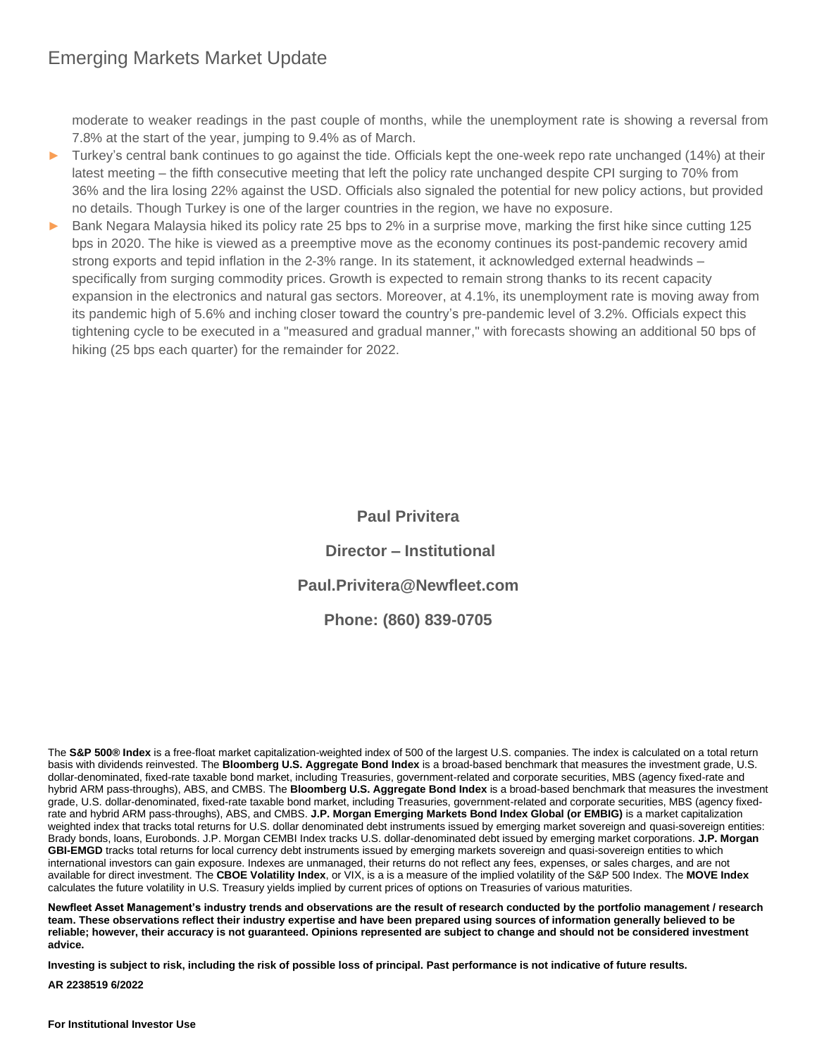moderate to weaker readings in the past couple of months, while the unemployment rate is showing a reversal from 7.8% at the start of the year, jumping to 9.4% as of March.

- Turkey's central bank continues to go against the tide. Officials kept the one-week repo rate unchanged (14%) at their latest meeting – the fifth consecutive meeting that left the policy rate unchanged despite CPI surging to 70% from 36% and the lira losing 22% against the USD. Officials also signaled the potential for new policy actions, but provided no details. Though Turkey is one of the larger countries in the region, we have no exposure.
- Bank Negara Malaysia hiked its policy rate 25 bps to 2% in a surprise move, marking the first hike since cutting 125 bps in 2020. The hike is viewed as a preemptive move as the economy continues its post-pandemic recovery amid strong exports and tepid inflation in the 2-3% range. In its statement, it acknowledged external headwinds – specifically from surging commodity prices. Growth is expected to remain strong thanks to its recent capacity expansion in the electronics and natural gas sectors. Moreover, at 4.1%, its unemployment rate is moving away from its pandemic high of 5.6% and inching closer toward the country's pre-pandemic level of 3.2%. Officials expect this tightening cycle to be executed in a "measured and gradual manner," with forecasts showing an additional 50 bps of hiking (25 bps each quarter) for the remainder for 2022.

**Paul Privitera**

**Director – Institutional**

**Paul.Privitera@Newfleet.com**

**Phone: (860) 839-0705**

The **S&P 500® Index** is a free-float market capitalization-weighted index of 500 of the largest U.S. companies. The index is calculated on a total return basis with dividends reinvested. The **Bloomberg U.S. Aggregate Bond Index** is a broad-based benchmark that measures the investment grade, U.S. dollar-denominated, fixed-rate taxable bond market, including Treasuries, government-related and corporate securities, MBS (agency fixed-rate and hybrid ARM pass-throughs), ABS, and CMBS. The **Bloomberg U.S. Aggregate Bond Index** is a broad-based benchmark that measures the investment grade, U.S. dollar-denominated, fixed-rate taxable bond market, including Treasuries, government-related and corporate securities, MBS (agency fixed-rate and hybrid ARM pass-throughs), ABS, and CMBS. **J.P. Morgan Emerging Markets Bond Index Global (or EMBIG)** is a market capitalization weighted index that tracks total returns for U.S. dollar denominated debt instruments issued by emerging market sovereign and quasi-sovereign entities: Brady bonds, loans, Eurobonds. J.P. Morgan CEMBI Index tracks U.S. dollar-denominated debt issued by emerging market corporations. **J.P. Morgan GBI-EMGD** tracks total returns for local currency debt instruments issued by emerging markets sovereign and quasi-sovereign entities to which international investors can gain exposure. Indexes are unmanaged, their returns do not reflect any fees, expenses, or sales charges, and are not available for direct investment. The **CBOE Volatility Index**, or VIX, is a is a measure of the implied volatility of the S&P 500 Index. The **MOVE Index** calculates the future volatility in U.S. Treasury yields implied by current prices of options on Treasuries of various maturities.

**Newfleet Asset Management's industry trends and observations are the result of research conducted by the portfolio management / research team. These observations reflect their industry expertise and have been prepared using sources of information generally believed to be reliable; however, their accuracy is not guaranteed. Opinions represented are subject to change and should not be considered investment advice.**

**Investing is subject to risk, including the risk of possible loss of principal. Past performance is not indicative of future results.**

**AR 2238519 6/2022**

**For Institutional Investor Use**